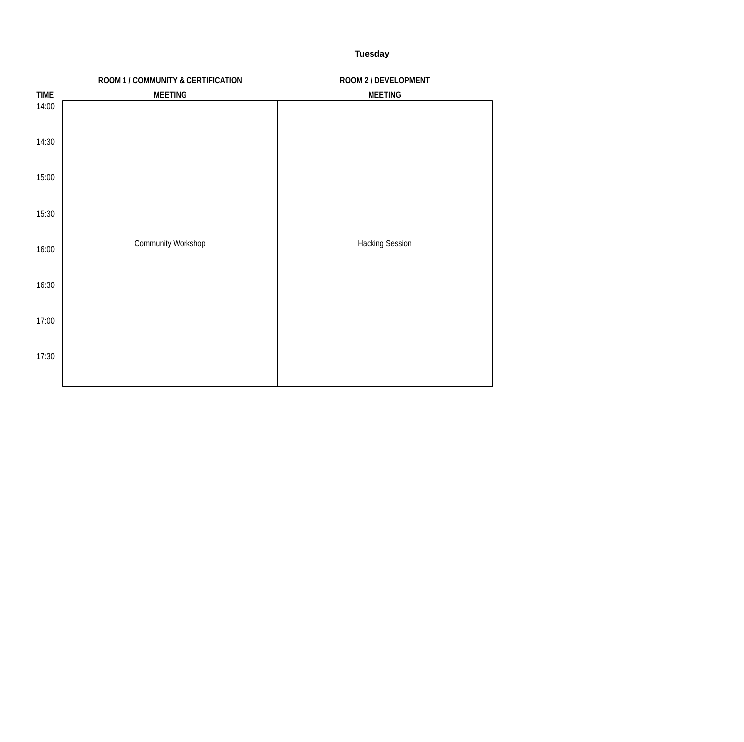## Tuesday

| TIME | ROOM 1 / COMMUNITY & CERTIFICATION MEETING | ROOM 2 / DEVELOPMENT MEETING |
|---|---|---|
| 14:00 | | |
| 14:30 | | |
| 15:00 | | |
| 15:30 | | |
| 16:00 | Community Workshop | Hacking Session |
| 16:30 | | |
| 17:00 | | |
| 17:30 | | |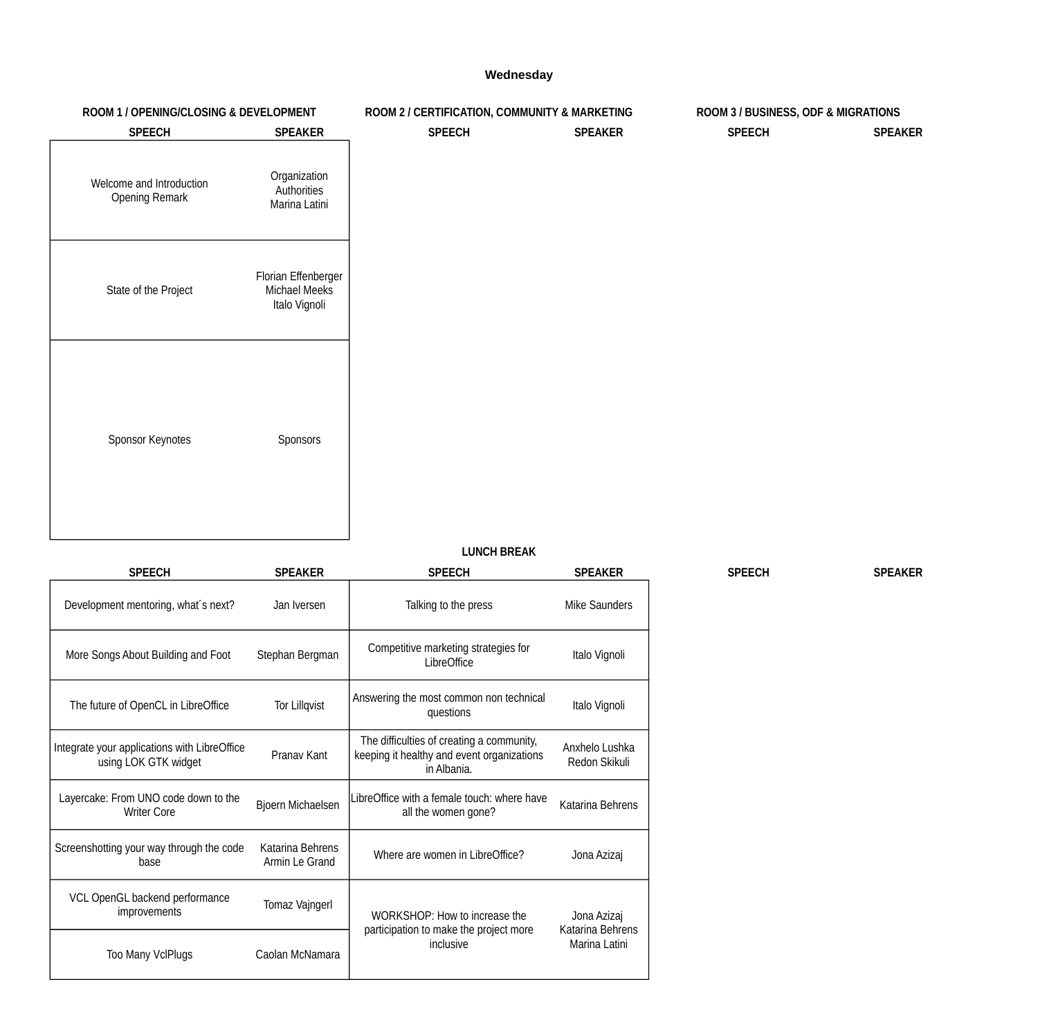# Wednesday

| ROOM 1 / OPENING/CLOSING & DEVELOPMENT | | ROOM 2 / CERTIFICATION, COMMUNITY & MARKETING | | ROOM 3 / BUSINESS, ODF & MIGRATIONS | |
|---|---|---|---|---|---|
| SPEECH | SPEAKER | SPEECH | SPEAKER | SPEECH | SPEAKER |
| Welcome and Introduction Opening Remark | Organization Authorities Marina Latini | | | | |
| State of the Project | Florian Effenberger Michael Meeks Italo Vignoli | | | | |
| Sponsor Keynotes | Sponsors | | | | |

**LUNCH BREAK**

| SPEECH | SPEAKER | SPEECH | SPEAKER | SPEECH | SPEAKER |
|---|---|---|---|---|---|
| Development mentoring, what´s next? | Jan Iversen | Talking to the press | Mike Saunders | | |
| More Songs About Building and Foot | Stephan Bergman | Competitive marketing strategies for LibreOffice | Italo Vignoli | | |
| The future of OpenCL in LibreOffice | Tor Lillqvist | Answering the most common non technical questions | Italo Vignoli | | |
| Integrate your applications with LibreOffice using LOK GTK widget | Pranav Kant | The difficulties of creating a community, keeping it healthy and event organizations in Albania. | Anxhelo Lushka Redon Skikuli | | |
| Layercake: From UNO code down to the Writer Core | Bjoern Michaelsen | LibreOffice with a female touch: where have all the women gone? | Katarina Behrens | | |
| Screenshotting your way through the code base | Katarina Behrens Armin Le Grand | Where are women in LibreOffice? | Jona Azizaj | | |
| VCL OpenGL backend performance improvements | Tomaz Vajngerl | WORKSHOP: How to increase the participation to make the project more inclusive | Jona Azizaj Katarina Behrens Marina Latini | | |
| Too Many VclPlugs | Caolan McNamara | | | | |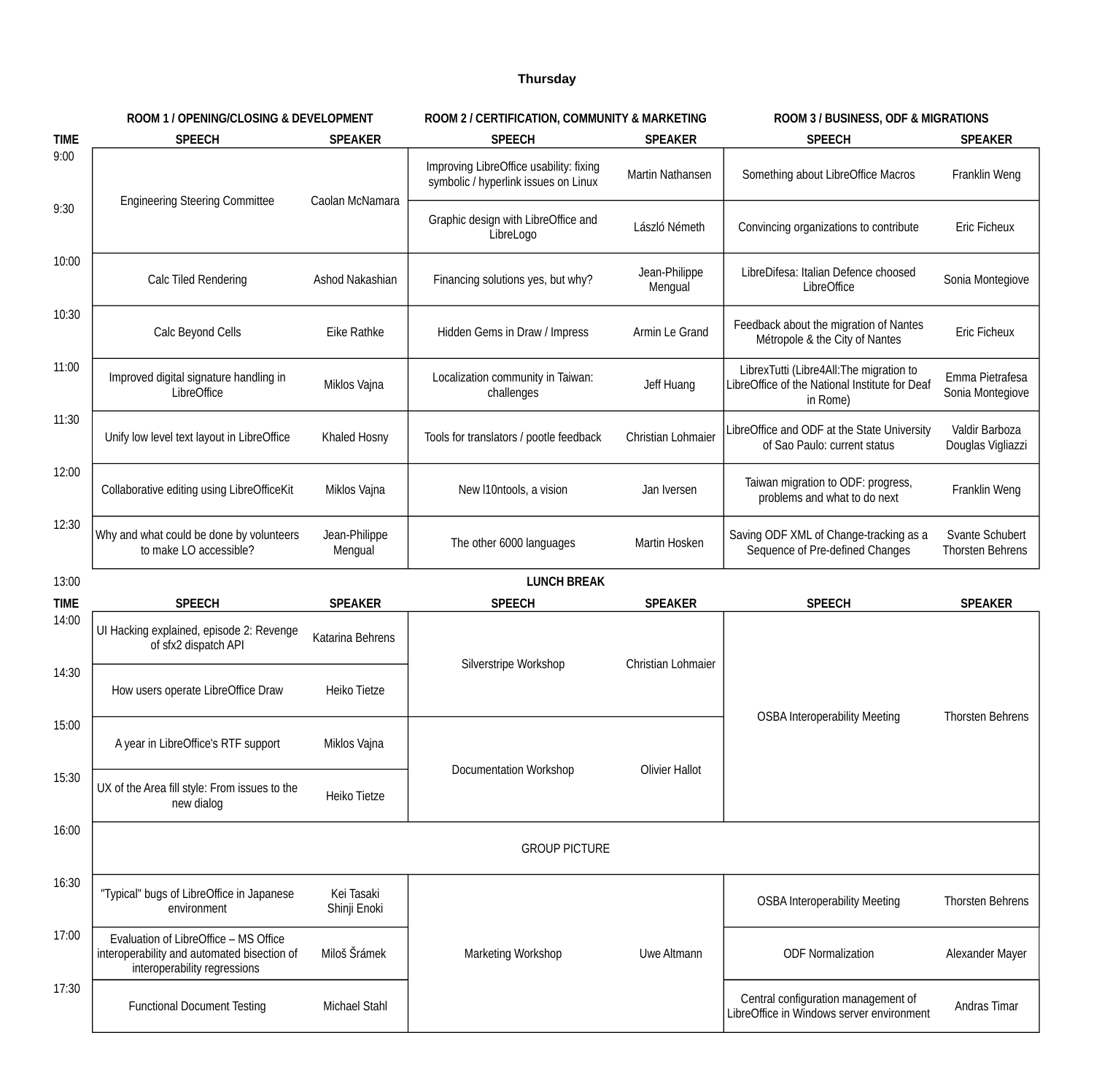## Thursday

| | ROOM 1 / OPENING/CLOSING & DEVELOPMENT | | ROOM 2 / CERTIFICATION, COMMUNITY & MARKETING | | ROOM 3 / BUSINESS, ODF & MIGRATIONS | |
|---|---|---|---|---|---|---|
| TIME | SPEECH | SPEAKER | SPEECH | SPEAKER | SPEECH | SPEAKER |
| 9:00 | Engineering Steering Committee | Caolan McNamara | Improving LibreOffice usability: fixing symbolic / hyperlink issues on Linux | Martin Nathansen | Something about LibreOffice Macros | Franklin Weng |
| 9:30 | | | Graphic design with LibreOffice and LibreLogo | László Németh | Convincing organizations to contribute | Eric Ficheux |
| 10:00 | Calc Tiled Rendering | Ashod Nakashian | Financing solutions yes, but why? | Jean-Philippe Mengual | LibreDifesa: Italian Defence choosed LibreOffice | Sonia Montegiove |
| 10:30 | Calc Beyond Cells | Eike Rathke | Hidden Gems in Draw / Impress | Armin Le Grand | Feedback about the migration of Nantes Métropole & the City of Nantes | Eric Ficheux |
| 11:00 | Improved digital signature handling in LibreOffice | Miklos Vajna | Localization community in Taiwan: challenges | Jeff Huang | LibrexTutti (Libre4All:The migration to LibreOffice of the National Institute for Deaf in Rome) | Emma Pietrafesa Sonia Montegiove |
| 11:30 | Unify low level text layout in LibreOffice | Khaled Hosny | Tools for translators / pootle feedback | Christian Lohmaier | LibreOffice and ODF at the State University of Sao Paulo: current status | Valdir Barboza Douglas Vigliazzi |
| 12:00 | Collaborative editing using LibreOfficeKit | Miklos Vajna | New l10ntools, a vision | Jan Iversen | Taiwan migration to ODF: progress, problems and what to do next | Franklin Weng |
| 12:30 | Why and what could be done by volunteers to make LO accessible? | Jean-Philippe Mengual | The other 6000 languages | Martin Hosken | Saving ODF XML of Change-tracking as a Sequence of Pre-defined Changes | Svante Schubert Thorsten Behrens |
| 13:00 | LUNCH BREAK | | | | | |
| TIME | SPEECH | SPEAKER | SPEECH | SPEAKER | SPEECH | SPEAKER |
| 14:00 | UI Hacking explained, episode 2: Revenge of sfx2 dispatch API | Katarina Behrens | Silverstripe Workshop | Christian Lohmaier | OSBA Interoperability Meeting | Thorsten Behrens |
| 14:30 | How users operate LibreOffice Draw | Heiko Tietze | | | | |
| 15:00 | A year in LibreOffice's RTF support | Miklos Vajna | Documentation Workshop | Olivier Hallot | | |
| 15:30 | UX of the Area fill style: From issues to the new dialog | Heiko Tietze | | | | |
| 16:00 | GROUP PICTURE | | | | | |
| 16:30 | "Typical" bugs of LibreOffice in Japanese environment | Kei Tasaki Shinji Enoki | Marketing Workshop | Uwe Altmann | OSBA Interoperability Meeting | Thorsten Behrens |
| 17:00 | Evaluation of LibreOffice – MS Office interoperability and automated bisection of interoperability regressions | Miloš Šrámek | | | ODF Normalization | Alexander Mayer |
| 17:30 | Functional Document Testing | Michael Stahl | | | Central configuration management of LibreOffice in Windows server environment | Andras Timar |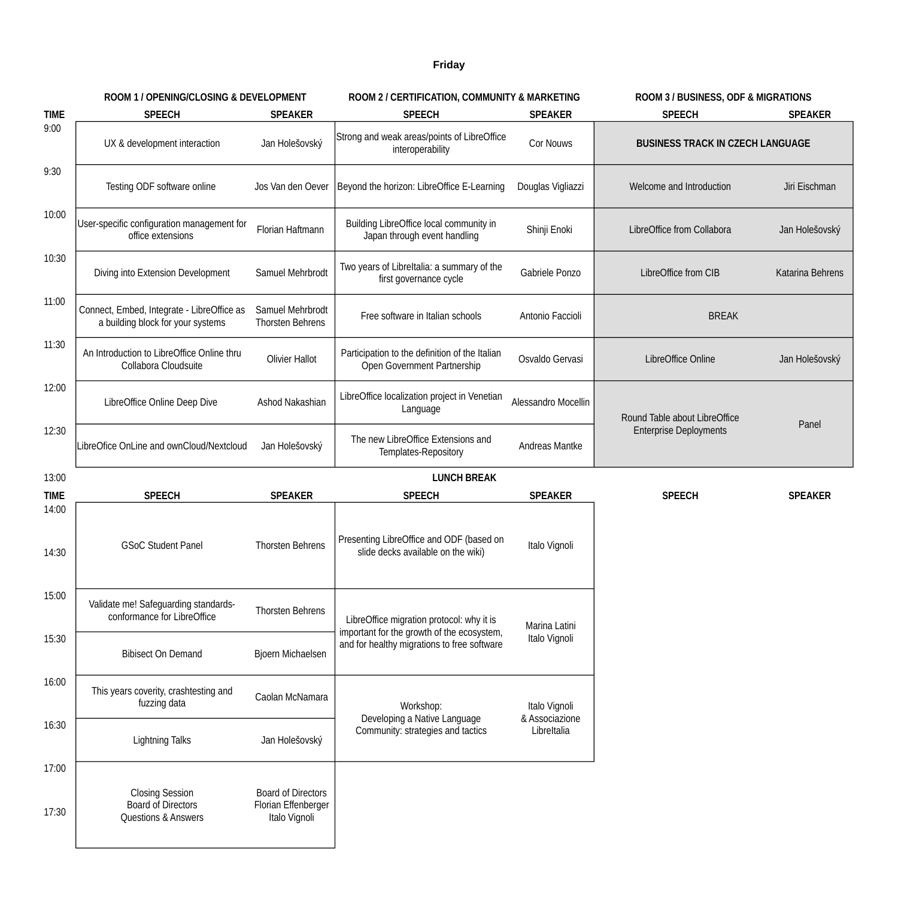## Friday

| TIME | ROOM 1 / OPENING/CLOSING & DEVELOPMENT | | ROOM 2 / CERTIFICATION, COMMUNITY & MARKETING | | ROOM 3 / BUSINESS, ODF & MIGRATIONS | |
|---|---|---|---|---|---|---|
| | SPEECH | SPEAKER | SPEECH | SPEAKER | SPEECH | SPEAKER |
| 9:00 | UX & development interaction | Jan Holešovský | Strong and weak areas/points of LibreOffice interoperability | Cor Nouws | **BUSINESS TRACK IN CZECH LANGUAGE** | |
| 9:30 | Testing ODF software online | Jos Van den Oever | Beyond the horizon: LibreOffice E-Learning | Douglas Vigliazzi | Welcome and Introduction | Jiri Eischman |
| 10:00 | User-specific configuration management for office extensions | Florian Haftmann | Building LibreOffice local community in Japan through event handling | Shinji Enoki | LibreOffice from Collabora | Jan Holešovský |
| 10:30 | Diving into Extension Development | Samuel Mehrbrodt | Two years of LibreItalia: a summary of the first governance cycle | Gabriele Ponzo | LibreOffice from CIB | Katarina Behrens |
| 11:00 | Connect, Embed, Integrate - LibreOffice as a building block for your systems | Samuel Mehrbrodt Thorsten Behrens | Free software in Italian schools | Antonio Faccioli | BREAK | |
| 11:30 | An Introduction to LibreOffice Online thru Collabora Cloudsuite | Olivier Hallot | Participation to the definition of the Italian Open Government Partnership | Osvaldo Gervasi | LibreOffice Online | Jan Holešovský |
| 12:00 | LibreOffice Online Deep Dive | Ashod Nakashian | LibreOffice localization project in Venetian Language | Alessandro Mocellin | Round Table about LibreOffice Enterprise Deployments | Panel |
| 12:30 | LibreOfice OnLine and ownCloud/Nextcloud | Jan Holešovský | The new LibreOffice Extensions and Templates-Repository | Andreas Mantke | | |
| 13:00 | | | **LUNCH BREAK** | | | |
| TIME | SPEECH | SPEAKER | SPEECH | SPEAKER | SPEECH | SPEAKER |
| 14:00 – 14:30 | GSoC Student Panel | Thorsten Behrens | Presenting LibreOffice and ODF (based on slide decks available on the wiki) | Italo Vignoli | | |
| 15:00 | Validate me! Safeguarding standards-conformance for LibreOffice | Thorsten Behrens | LibreOffice migration protocol: why it is important for the growth of the ecosystem, and for healthy migrations to free software | Marina Latini Italo Vignoli | | |
| 15:30 | Bibisect On Demand | Bjoern Michaelsen | | | | |
| 16:00 | This years coverity, crashtesting and fuzzing data | Caolan McNamara | Workshop: Developing a Native Language Community: strategies and tactics | Italo Vignoli & Associazione LibreItalia | | |
| 16:30 | Lightning Talks | Jan Holešovský | | | | |
| 17:00 – 17:30 | Closing Session Board of Directors Questions & Answers | Board of Directors Florian Effenberger Italo Vignoli | | | | |